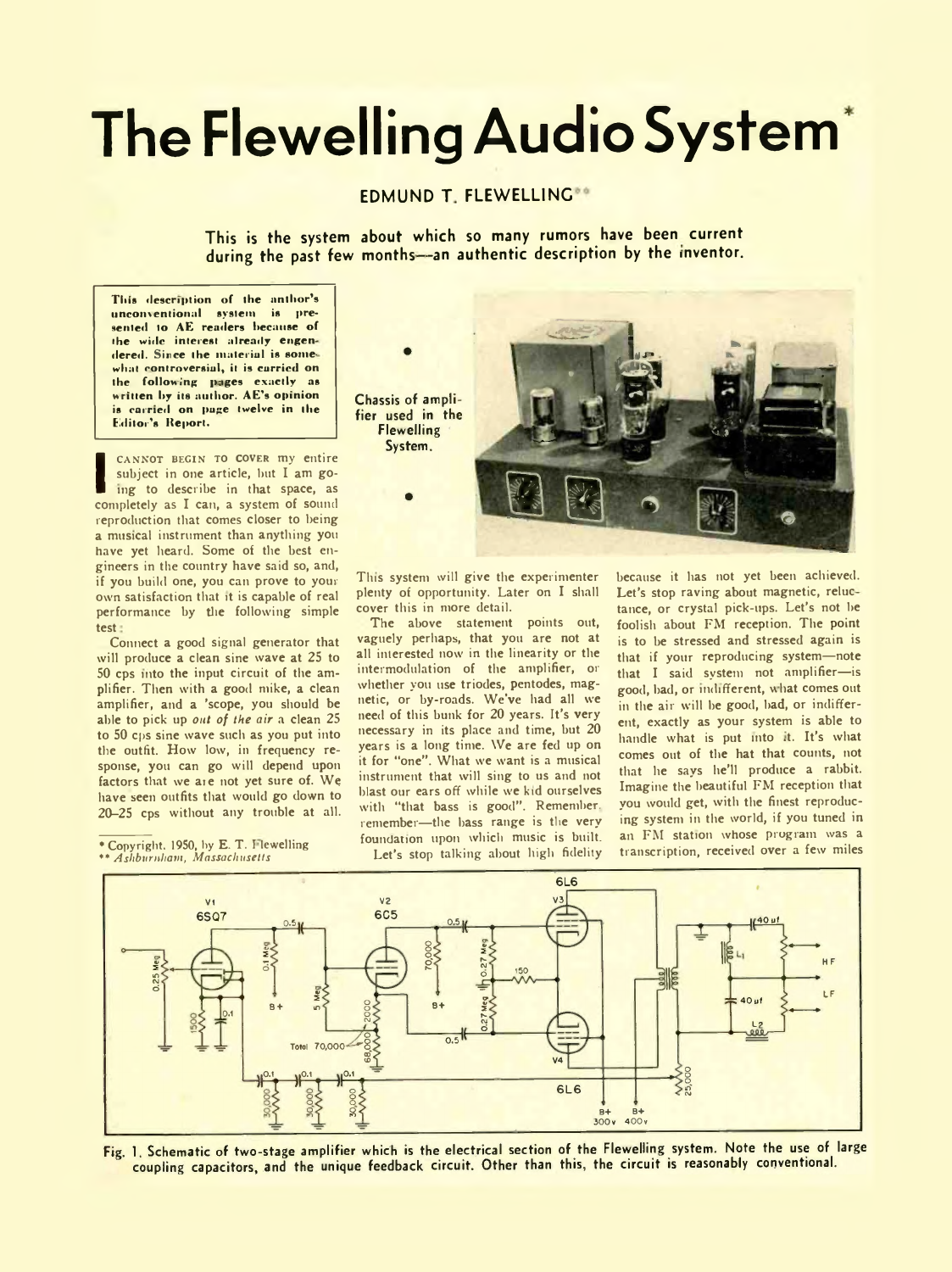# The Flewelling Audio System*

**EDMUND T. FLEWELLING****

**This is the system about which so many rumors have been current during the past few months—an authentic description by the inventor.**

**This description of the author's unconventional system is presented to AE readers because of the wide interest already engendered. Since the material is somewhat controversial, it is carried on the following pages exactly as written by its author. AE's opinion is carried on page twelve in the Editor's Report.**

I CANNOT BEGIN TO COVER my entire subject in one article, but I am going to describe in that space, as completely as I can, a system of sound reproduction that comes closer to being a musical instrument than anything you have yet heard. Some of the best engineers in the country have said so, and, if you build one, you can prove to your own satisfaction that it is capable of real performance by the following simple test:

Connect a good signal generator that will produce a clean sine wave at 25 to 50 cps into the input circuit of the amplifier. Then with a good mike, a clean amplifier, and a 'scope, you should be able to pick up *out of the air* a clean 25 to 50 cps sine wave such as you put into the outfit. How low, in frequency response, you can go will depend upon factors that we are not yet sure of. We have seen outfits that would go down to 20–25 cps without any trouble at all. This system will give the experimenter plenty of opportunity. Later on I shall cover this in more detail.

Chassis of amplifier used in the Flewelling System.

The above statement points out, vaguely perhaps, that you are not at all interested now in the linearity or the intermodulation of the amplifier, or whether you use triodes, pentodes, magnetic, or by-roads. We've had all we need of this bunk for 20 years. It's very necessary in its place and time, but 20 years is a long time. We are fed up on it for "one". What we want is a musical instrument that will sing to us and not blast our ears off while we kid ourselves with "that bass is good". Remember, remember—the bass range is the very foundation upon which music is built.

Let's stop talking about high fidelity because it has not yet been achieved. Let's stop raving about magnetic, reluctance, or crystal pick-ups. Let's not be foolish about FM reception. The point is to be stressed and stressed again is that if your reproducing system—note that I said system not amplifier—is good, bad, or indifferent, what comes out in the air will be good, bad, or indifferent, exactly as your system is able to handle what is put into it. It's what comes out of the hat that counts, not that he says he'll produce a rabbit. Imagine the beautiful FM reception that you would get, with the finest reproducing system in the world, if you tuned in an FM station whose program was a transcription, received over a few miles

\* Copyright. 1950, by E. T. Flewelling
\*\* *Ashburnham, Massachusetts*

Fig. 1. Schematic of two-stage amplifier which is the electrical section of the Flewelling system. Note the use of large coupling capacitors, and the unique feedback circuit. Other than this, the circuit is reasonably conventional.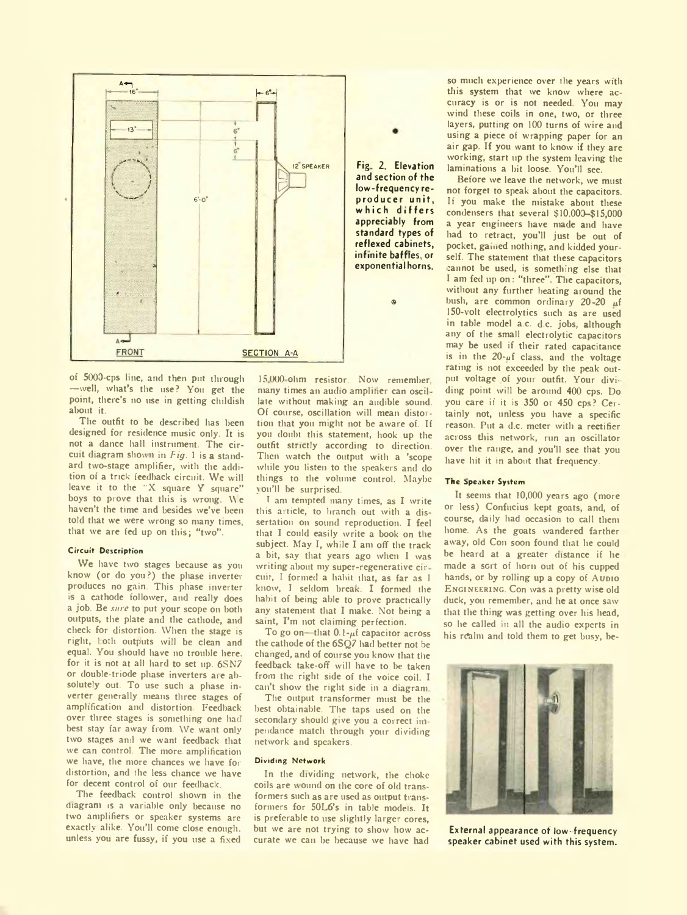Fig. 2. Elevation and section of the low-frequency reproducer unit, which differs appreciably from standard types of reflexed cabinets, infinite baffles, or exponential horns.

of 5000-cps line, and then put through —well, what's the use? You get the point, there's no use in getting childish about it.

The outfit to be described has been designed for residence music only. It is not a dance hall instrument. The circuit diagram shown in *Fig.* 1 is a standard two-stage amplifier, with the addition of a trick feedback circuit. We will leave it to the "X square Y square" boys to prove that this is wrong. We haven't the time and besides we've been told that we were wrong so many times, that we are fed up on this; "two".

#### Circuit Description

We have two stages because as you know (or do you?) the phase inverter produces no gain. This phase inverter is a cathode follower, and really does a job. Be *sure* to put your scope on both outputs, the plate and the cathode, and check for distortion. When the stage is right, both outputs will be clean and equal. You should have no trouble here, for it is not at all hard to set up. 6SN7 or double-triode phase inverters are absolutely out. To use such a phase inverter generally means three stages of amplification and distortion. Feedback over three stages is something one had best stay far away from. We want only two stages and we want feedback that we can control. The more amplification we have, the more chances we have for distortion, and the less chance we have for decent control of our feedback.

The feedback control shown in the diagram is a variable only because no two amplifiers or speaker systems are exactly alike. You'll come close enough, unless you are fussy, if you use a fixed 15,000-ohm resistor. Now remember, many times an audio amplifier can oscillate without making an audible sound. Of course, oscillation will mean distortion that you might not be aware of. If you doubt this statement, hook up the outfit strictly according to direction. Then watch the output with a 'scope while you listen to the speakers and do things to the volume control. Maybe you'll be surprised.

I am tempted many times, as I write this article, to branch out with a dissertation on sound reproduction. I feel that I could easily write a book on the subject. May I, while I am off the track a bit, say that years ago when I was writing about my super-regenerative circuit, I formed a habit that, as far as I know, I seldom break. I formed the habit of being able to prove practically any statement that I make. Not being a saint, I'm not claiming perfection.

To go on—that 0.1-$\mu$f capacitor across the cathode of the 6SQ7 had better not be changed, and of course you know that the feedback take-off will have to be taken from the right side of the voice coil. I can't show the right side in a diagram.

The output transformer must be the best obtainable. The taps used on the secondary should give you a correct impedance match through your dividing network and speakers.

#### Dividing Network

In the dividing network, the choke coils are wound on the core of old transformers such as are used as output transformers for 50L6's in table models. It is preferable to use slightly larger cores, but we are not trying to show how accurate we can be because we have had so much experience over the years with this system that we know where accuracy is or is not needed. You may wind these coils in one, two, or three layers, putting on 100 turns of wire and using a piece of wrapping paper for an air gap. If you want to know if they are working, start up the system leaving the laminations a bit loose. You'll see.

Before we leave the network, we must not forget to speak about the capacitors. If you make the mistake about these condensers that several \$10,000–\$15,000 a year engineers have made and have had to retract, you'll just be out of pocket, gained nothing, and kidded yourself. The statement that these capacitors cannot be used, is something else that I am fed up on: "three". The capacitors, without any further beating around the bush, are common ordinary 20-20 $\mu$f 150-volt electrolytics such as are used in table model a.c. d.c. jobs, although any of the small electrolytic capacitors may be used if their rated capacitance is in the 20-$\mu$f class, and the voltage rating is not exceeded by the peak output voltage of your outfit. Your dividing point will be around 400 cps. Do you care if it is 350 or 450 cps? Certainly not, unless you have a specific reason. Put a d.c. meter with a rectifier across this network, run an oscillator over the range, and you'll see that you have hit it in about that frequency.

#### The Speaker System

It seems that 10,000 years ago (more or less) Confucius kept goats, and, of course, daily had occasion to call them home. As the goats wandered farther away, old Con soon found that he could be heard at a greater distance if he made a sort of horn out of his cupped hands, or by rolling up a copy of AUDIO ENGINEERING. Con was a pretty wise old duck, you remember, and he at once saw that the thing was getting over his head, so he called in all the audio experts in his realm and told them to get busy, be-

External appearance of low-frequency speaker cabinet used with this system.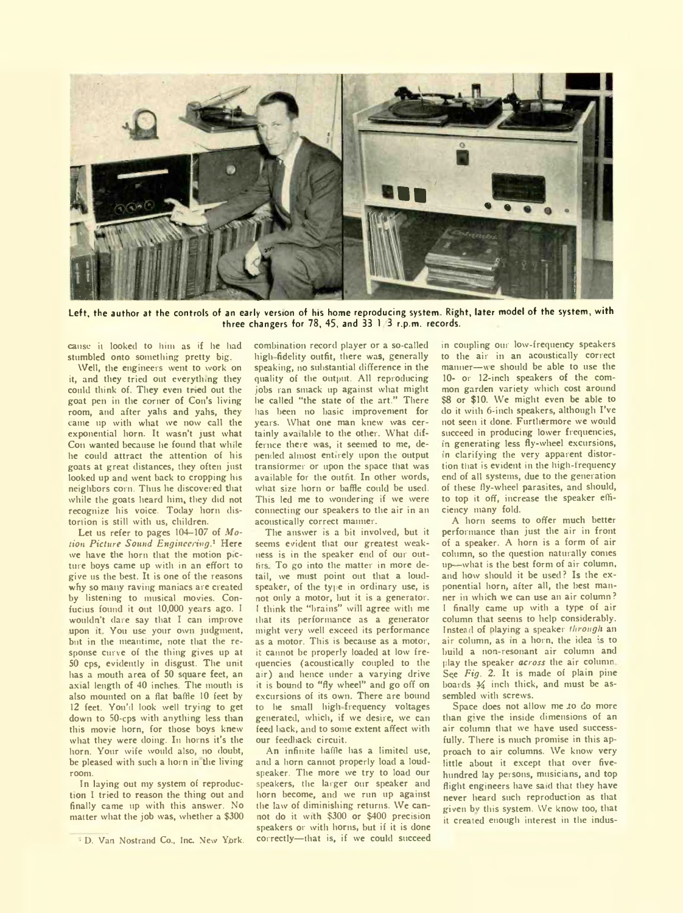Left, the author at the controls of an early version of his home reproducing system. Right, later model of the system, with three changers for 78, 45, and 33 1/3 r.p.m. records.

cause it looked to him as if he had stumbled onto something pretty big.

Well, the engineers went to work on it, and they tried out everything they could think of. They even tried out the goat pen in the corner of Con's living room, and after yahs and yahs, they came up with what we now call the exponential horn. It wasn't just what Con wanted because he found that while he could attract the attention of his goats at great distances, they often just looked up and went back to cropping his neighbors corn. Thus he discovered that while the goats heard him, they did not recognize his voice. Today horn distortion is still with us, children.

Let us refer to pages 104–107 of *Motion Picture Sound Engineering*.[1] Here we have the horn that the motion picture boys came up with in an effort to give us the best. It is one of the reasons why so many raving maniacs are created by listening to musical movies. Confucius found it out 10,000 years ago. I wouldn't dare say that I can improve upon it. You use your own judgment, but in the meantime, note that the response curve of the thing gives up at 50 cps, evidently in disgust. The unit has a mouth area of 50 square feet, an axial length of 40 inches. The mouth is also mounted on a flat baffle 10 feet by 12 feet. You'd look well trying to get down to 50-cps with anything less than this movie horn, for those boys knew what they were doing. In horns it's the horn. Your wife would also, no doubt, be pleased with such a horn in the living room.

In laying out my system of reproduction I tried to reason the thing out and finally came up with this answer. No matter what the job was, whether a $300 combination record player or a so-called high-fidelity outfit, there was, generally speaking, no substantial difference in the quality of the output. All reproducing jobs ran smack up against what might be called "the state of the art." There has been no basic improvement for years. What one man knew was certainly available to the other. What difference there was, it seemed to me, depended almost entirely upon the output transformer or upon the space that was available for the outfit. In other words, what size horn or baffle could be used. This led me to wondering if we were connecting our speakers to the air in an acoustically correct manner.

The answer is a bit involved, but it seems evident that our greatest weakness is in the speaker end of our outfits. To go into the matter in more detail, we must point out that a loudspeaker, of the type in ordinary use, is not only a motor, but it is a generator. I think the "brains" will agree with me that its performance as a generator might very well exceed its performance as a motor. This is because as a motor, it cannot be properly loaded at low frequencies (acoustically coupled to the air) and hence under a varying drive it is bound to "fly wheel" and go off on excursions of its own. There are bound to be small high-frequency voltages generated, which, if we desire, we can feed back, and to some extent affect with our feedback circuit.

An infinite baffle has a limited use, and a horn cannot properly load a loudspeaker. The more we try to load our speakers, the larger our speaker and horn become, and we run up against the law of diminishing returns. We cannot do it with $300 or $400 precision speakers or with horns, but if it is done correctly—that is, if we could succeed in coupling our low-frequency speakers to the air in an acoustically correct manner—we should be able to use the 10- or 12-inch speakers of the common garden variety which cost around $8 or $10. We might even be able to do it with 6-inch speakers, although I've not seen it done. Furthermore we would succeed in producing lower frequencies, in generating less fly-wheel excursions, in clarifying the very apparent distortion that is evident in the high-frequency end of all systems, due to the generation of these fly-wheel parasites, and should, to top it off, increase the speaker efficiency many fold.

A horn seems to offer much better performance than just the air in front of a speaker. A horn is a form of air column, so the question naturally comes up—what is the best form of air column, and how should it be used? Is the exponential horn, after all, the best manner in which we can use an air column? I finally came up with a type of air column that seems to help considerably. Instead of playing a speaker *through* an air column, as in a horn, the idea is to build a non-resonant air column and play the speaker *across* the air column. See *Fig. 2*. It is made of plain pine boards ¾ inch thick, and must be assembled with screws.

Space does not allow me to do more than give the inside dimensions of an air column that we have used successfully. There is much promise in this approach to air columns. We know very little about it except that over five-hundred lay persons, musicians, and top flight engineers have said that they have never heard such reproduction as that given by this system. We know too, that it created enough interest in the indus-

[1] D. Van Nostrand Co., Inc. New York.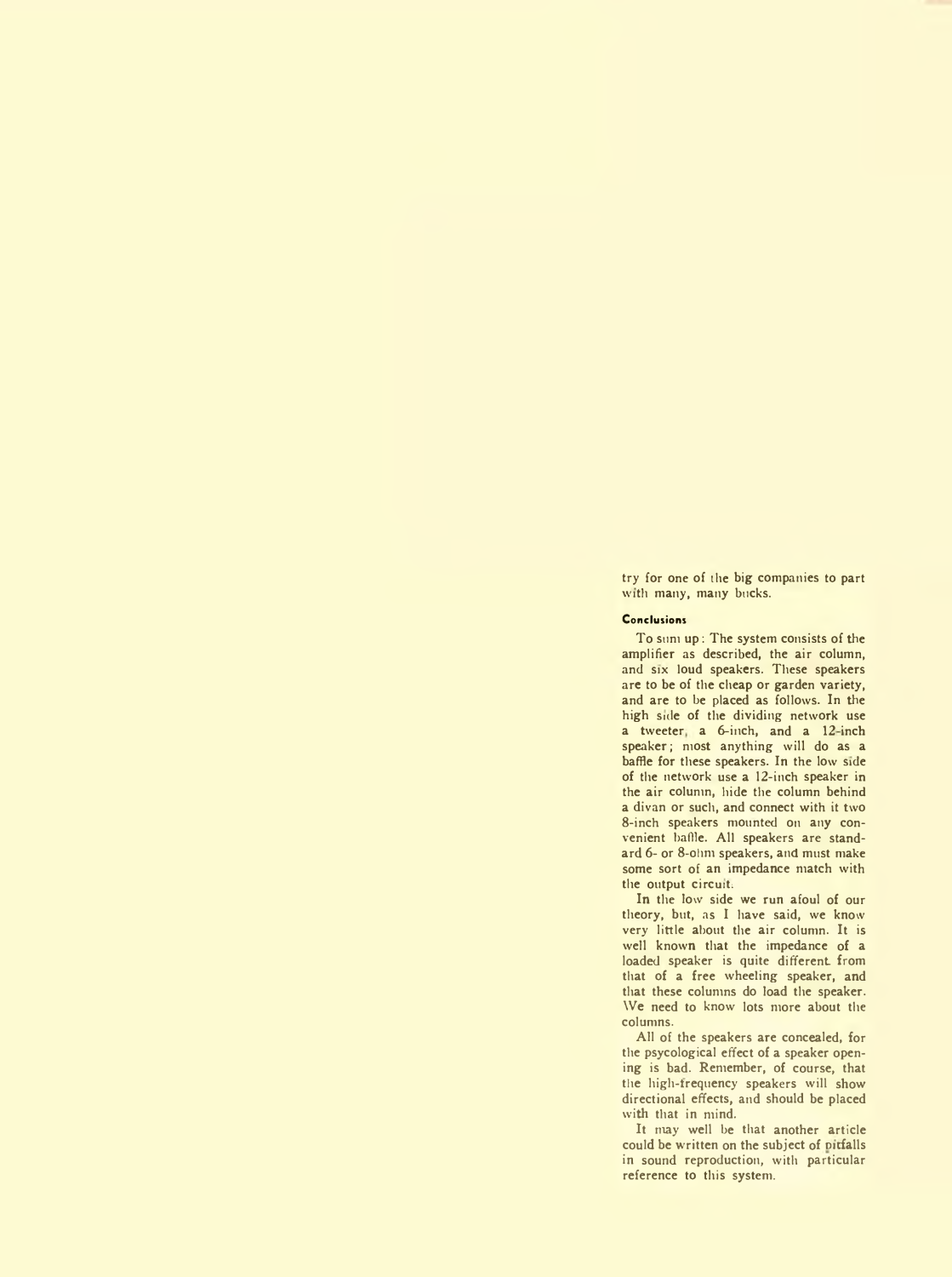try for one of the big companies to part with many, many bucks.

#### Conclusions

To sum up: The system consists of the amplifier as described, the air column, and six loud speakers. These speakers are to be of the cheap or garden variety, and are to be placed as follows. In the high side of the dividing network use a tweeter, a 6-inch, and a 12-inch speaker; most anything will do as a baffle for these speakers. In the low side of the network use a 12-inch speaker in the air column, hide the column behind a divan or such, and connect with it two 8-inch speakers mounted on any convenient baffle. All speakers are standard 6- or 8-ohm speakers, and must make some sort of an impedance match with the output circuit.

In the low side we run afoul of our theory, but, as I have said, we know very little about the air column. It is well known that the impedance of a loaded speaker is quite different from that of a free wheeling speaker, and that these columns do load the speaker. We need to know lots more about the columns.

All of the speakers are concealed, for the psycological effect of a speaker opening is bad. Remember, of course, that the high-frequency speakers will show directional effects, and should be placed with that in mind.

It may well be that another article could be written on the subject of pitfalls in sound reproduction, with particular reference to this system.